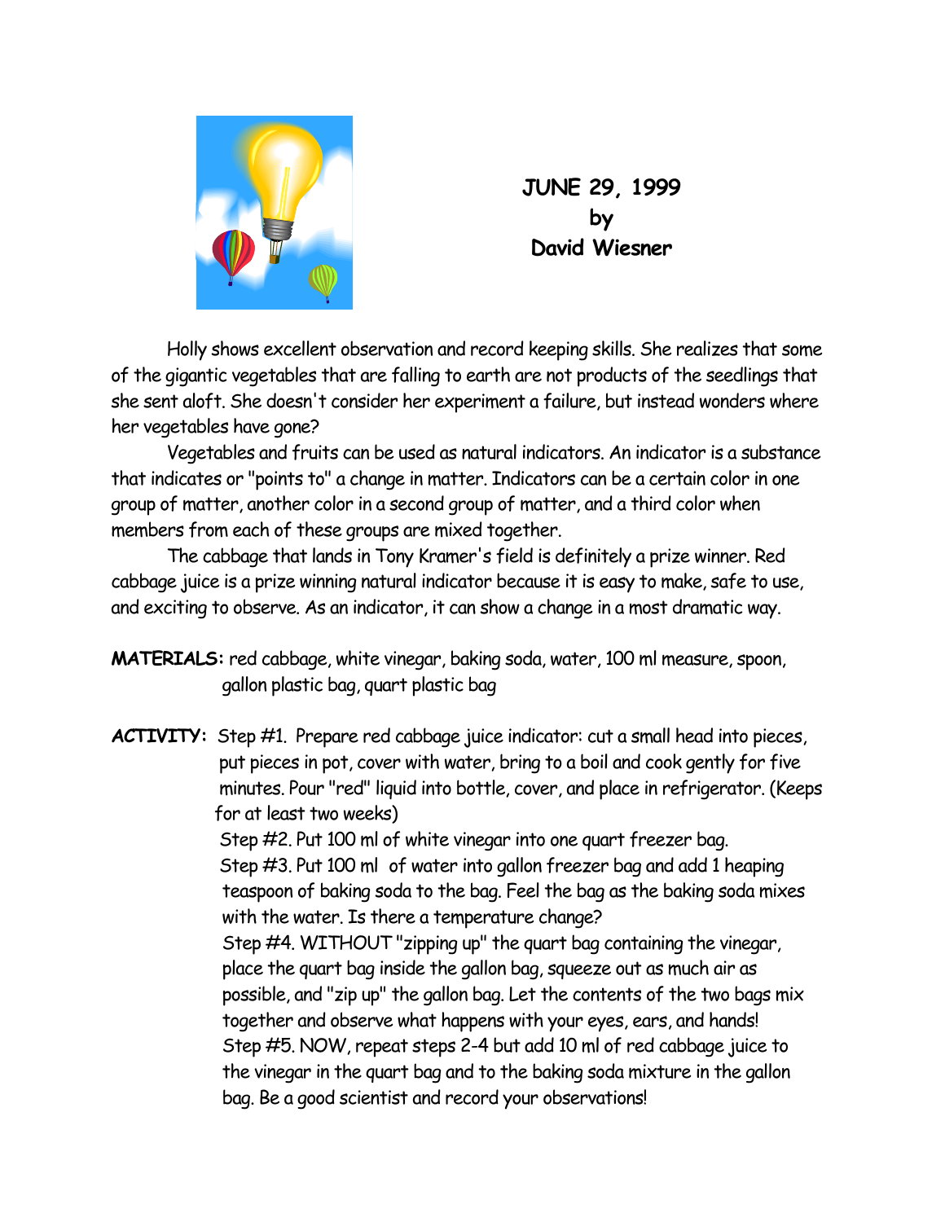**JUNE 29, 1999**
**by**
**David Wiesner**

Holly shows excellent observation and record keeping skills. She realizes that some of the gigantic vegetables that are falling to earth are not products of the seedlings that she sent aloft. She doesn't consider her experiment a failure, but instead wonders where her vegetables have gone?

Vegetables and fruits can be used as natural indicators. An indicator is a substance that indicates or "points to" a change in matter. Indicators can be a certain color in one group of matter, another color in a second group of matter, and a third color when members from each of these groups are mixed together.

The cabbage that lands in Tony Kramer's field is definitely a prize winner. Red cabbage juice is a prize winning natural indicator because it is easy to make, safe to use, and exciting to observe. As an indicator, it can show a change in a most dramatic way.

**MATERIALS:** red cabbage, white vinegar, baking soda, water, 100 ml measure, spoon, gallon plastic bag, quart plastic bag

**ACTIVITY:** Step #1. Prepare red cabbage juice indicator: cut a small head into pieces, put pieces in pot, cover with water, bring to a boil and cook gently for five minutes. Pour "red" liquid into bottle, cover, and place in refrigerator. (Keeps for at least two weeks)

Step #2. Put 100 ml of white vinegar into one quart freezer bag.

Step #3. Put 100 ml of water into gallon freezer bag and add 1 heaping teaspoon of baking soda to the bag. Feel the bag as the baking soda mixes with the water. Is there a temperature change?

Step #4. WITHOUT "zipping up" the quart bag containing the vinegar, place the quart bag inside the gallon bag, squeeze out as much air as possible, and "zip up" the gallon bag. Let the contents of the two bags mix together and observe what happens with your eyes, ears, and hands!

Step #5. NOW, repeat steps 2-4 but add 10 ml of red cabbage juice to the vinegar in the quart bag and to the baking soda mixture in the gallon bag. Be a good scientist and record your observations!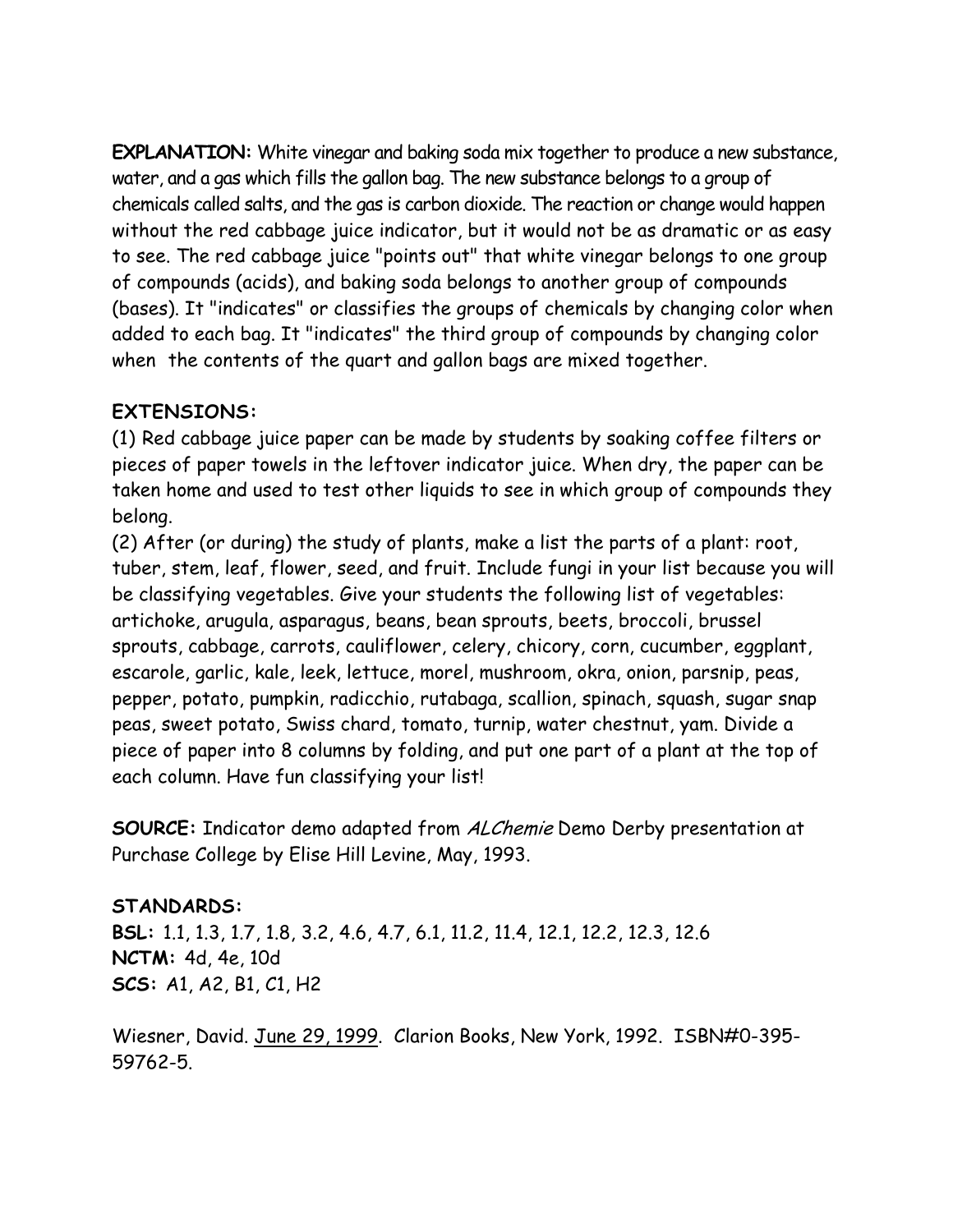**EXPLANATION:** White vinegar and baking soda mix together to produce a new substance, water, and a gas which fills the gallon bag. The new substance belongs to a group of chemicals called salts, and the gas is carbon dioxide. The reaction or change would happen without the red cabbage juice indicator, but it would not be as dramatic or as easy to see. The red cabbage juice "points out" that white vinegar belongs to one group of compounds (acids), and baking soda belongs to another group of compounds (bases). It "indicates" or classifies the groups of chemicals by changing color when added to each bag. It "indicates" the third group of compounds by changing color when the contents of the quart and gallon bags are mixed together.

**EXTENSIONS:**

(1) Red cabbage juice paper can be made by students by soaking coffee filters or pieces of paper towels in the leftover indicator juice. When dry, the paper can be taken home and used to test other liquids to see in which group of compounds they belong.

(2) After (or during) the study of plants, make a list the parts of a plant: root, tuber, stem, leaf, flower, seed, and fruit. Include fungi in your list because you will be classifying vegetables. Give your students the following list of vegetables: artichoke, arugula, asparagus, beans, bean sprouts, beets, broccoli, brussel sprouts, cabbage, carrots, cauliflower, celery, chicory, corn, cucumber, eggplant, escarole, garlic, kale, leek, lettuce, morel, mushroom, okra, onion, parsnip, peas, pepper, potato, pumpkin, radicchio, rutabaga, scallion, spinach, squash, sugar snap peas, sweet potato, Swiss chard, tomato, turnip, water chestnut, yam. Divide a piece of paper into 8 columns by folding, and put one part of a plant at the top of each column. Have fun classifying your list!

**SOURCE:** Indicator demo adapted from *ALChemie* Demo Derby presentation at Purchase College by Elise Hill Levine, May, 1993.

**STANDARDS:**

**BSL:** 1.1, 1.3, 1.7, 1.8, 3.2, 4.6, 4.7, 6.1, 11.2, 11.4, 12.1, 12.2, 12.3, 12.6

**NCTM:** 4d, 4e, 10d

**SCS:** A1, A2, B1, C1, H2

Wiesner, David. June 29, 1999. Clarion Books, New York, 1992. ISBN#0-395-59762-5.